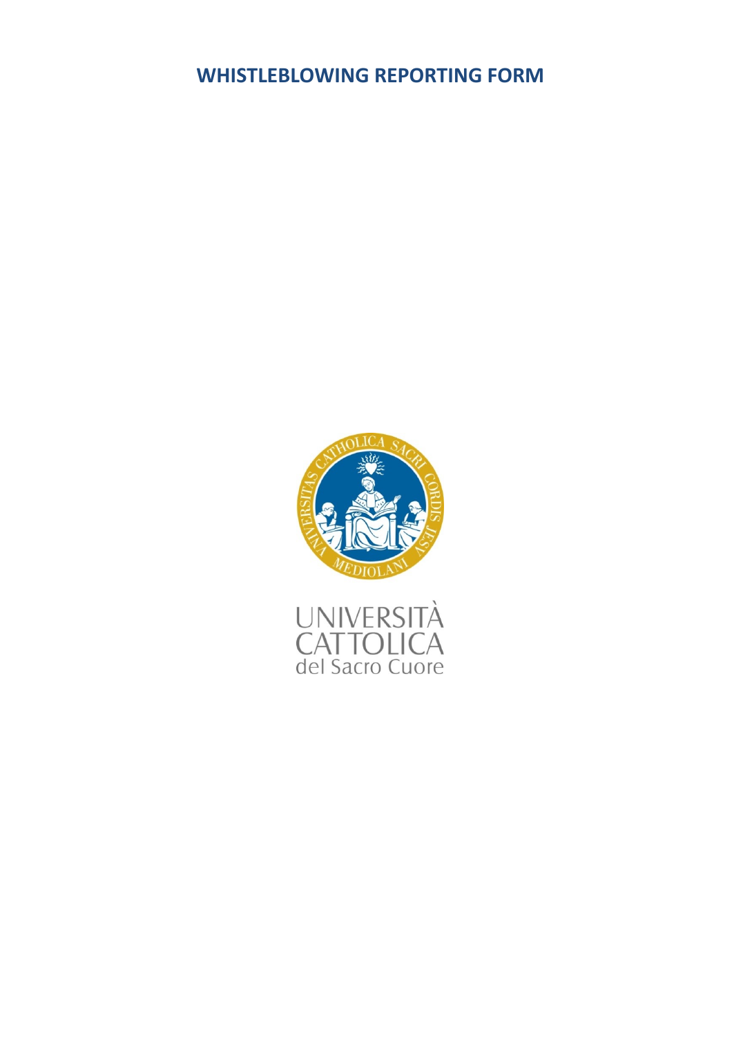# WHISTLEBLOWING REPORTING FORM

UNIVERSITÀ CATTOLICA del Sacro Cuore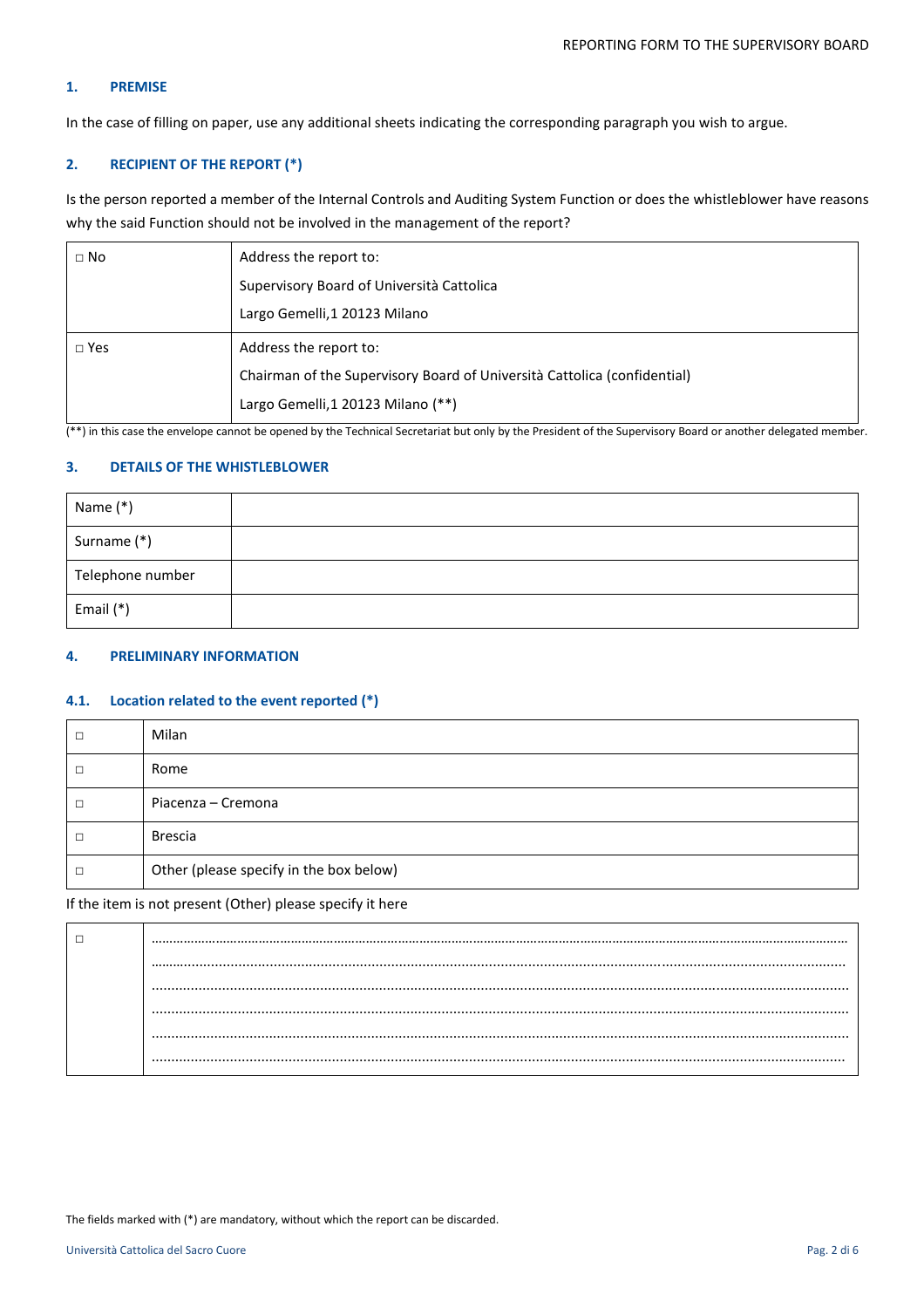## 1. PREMISE

In the case of filling on paper, use any additional sheets indicating the corresponding paragraph you wish to argue.

## 2. RECIPIENT OF THE REPORT (*)

Is the person reported a member of the Internal Controls and Auditing System Function or does the whistleblower have reasons why the said Function should not be involved in the management of the report?

| | |
|---|---|
| □ No | Address the report to:<br>Supervisory Board of Università Cattolica<br>Largo Gemelli,1 20123 Milano |
| □ Yes | Address the report to:<br>Chairman of the Supervisory Board of Università Cattolica (confidential)<br>Largo Gemelli,1 20123 Milano (**) |

(**) in this case the envelope cannot be opened by the Technical Secretariat but only by the President of the Supervisory Board or another delegated member.

## 3. DETAILS OF THE WHISTLEBLOWER

| | |
|---|---|
| Name (*) | |
| Surname (*) | |
| Telephone number | |
| Email (*) | |

## 4. PRELIMINARY INFORMATION

### 4.1. Location related to the event reported (*)

| | |
|---|---|
| □ | Milan |
| □ | Rome |
| □ | Piacenza – Cremona |
| □ | Brescia |
| □ | Other (please specify in the box below) |

If the item is not present (Other) please specify it here

| | |
|---|---|
| □ | ……………………………………………………………………………………………………………<br>……………………………………………………………………………………………………………<br>……………………………………………………………………………………………………………<br>……………………………………………………………………………………………………………<br>……………………………………………………………………………………………………………<br>…………………………………………………………………………………………………………… |

The fields marked with (*) are mandatory, without which the report can be discarded.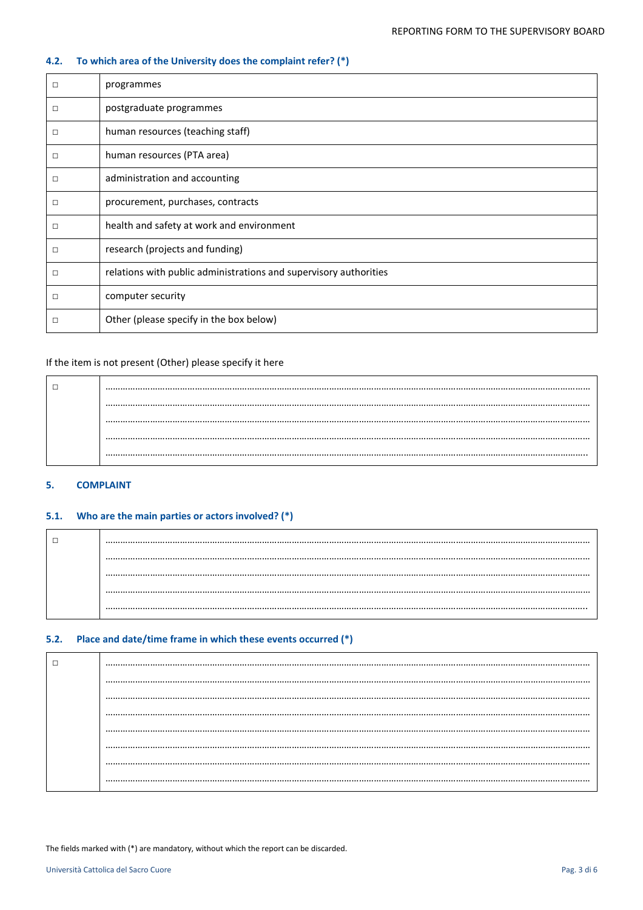### 4.2. To which area of the University does the complaint refer? (*)

| | |
|---|---|
| □ | programmes |
| □ | postgraduate programmes |
| □ | human resources (teaching staff) |
| □ | human resources (PTA area) |
| □ | administration and accounting |
| □ | procurement, purchases, contracts |
| □ | health and safety at work and environment |
| □ | research (projects and funding) |
| □ | relations with public administrations and supervisory authorities |
| □ | computer security |
| □ | Other (please specify in the box below) |

If the item is not present (Other) please specify it here

| | |
|---|---|
| □ | ………………………………………………………………………………………………………………………………………… ………………………………………………………………………………………………………………………………………… ………………………………………………………………………………………………………………………………………… ………………………………………………………………………………………………………………………………………… ………………………………………………………………………………………………………………………………………… |

## 5. COMPLAINT

### 5.1. Who are the main parties or actors involved? (*)

| | |
|---|---|
| □ | ………………………………………………………………………………………………………………………………………… ………………………………………………………………………………………………………………………………………… ………………………………………………………………………………………………………………………………………… ………………………………………………………………………………………………………………………………………… ………………………………………………………………………………………………………………………………………… |

### 5.2. Place and date/time frame in which these events occurred (*)

| | |
|---|---|
| □ | ………………………………………………………………………………………………………………………………………… ………………………………………………………………………………………………………………………………………… ………………………………………………………………………………………………………………………………………… ………………………………………………………………………………………………………………………………………… ………………………………………………………………………………………………………………………………………… ………………………………………………………………………………………………………………………………………… ………………………………………………………………………………………………………………………………………… ………………………………………………………………………………………………………………………………………… |

The fields marked with (*) are mandatory, without which the report can be discarded.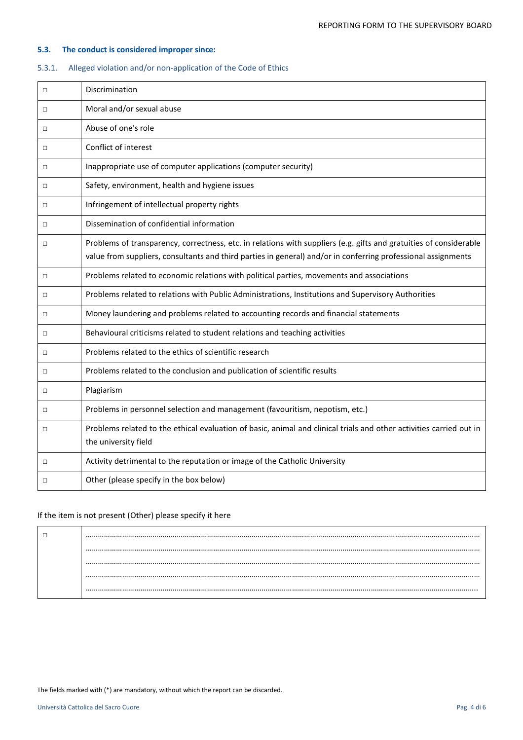### 5.3. The conduct is considered improper since:

#### 5.3.1. Alleged violation and/or non-application of the Code of Ethics

| | |
|---|---|
| □ | Discrimination |
| □ | Moral and/or sexual abuse |
| □ | Abuse of one's role |
| □ | Conflict of interest |
| □ | Inappropriate use of computer applications (computer security) |
| □ | Safety, environment, health and hygiene issues |
| □ | Infringement of intellectual property rights |
| □ | Dissemination of confidential information |
| □ | Problems of transparency, correctness, etc. in relations with suppliers (e.g. gifts and gratuities of considerable value from suppliers, consultants and third parties in general) and/or in conferring professional assignments |
| □ | Problems related to economic relations with political parties, movements and associations |
| □ | Problems related to relations with Public Administrations, Institutions and Supervisory Authorities |
| □ | Money laundering and problems related to accounting records and financial statements |
| □ | Behavioural criticisms related to student relations and teaching activities |
| □ | Problems related to the ethics of scientific research |
| □ | Problems related to the conclusion and publication of scientific results |
| □ | Plagiarism |
| □ | Problems in personnel selection and management (favouritism, nepotism, etc.) |
| □ | Problems related to the ethical evaluation of basic, animal and clinical trials and other activities carried out in the university field |
| □ | Activity detrimental to the reputation or image of the Catholic University |
| □ | Other (please specify in the box below) |

If the item is not present (Other) please specify it here

| | |
|---|---|
| □ | ……………………………………………………………………………………………………………………………………………………… ……………………………………………………………………………………………………………………………………………………… ……………………………………………………………………………………………………………………………………………………… ……………………………………………………………………………………………………………………………………………………… ……………………………………………………………………………………………………………………………………………………… |

The fields marked with (*) are mandatory, without which the report can be discarded.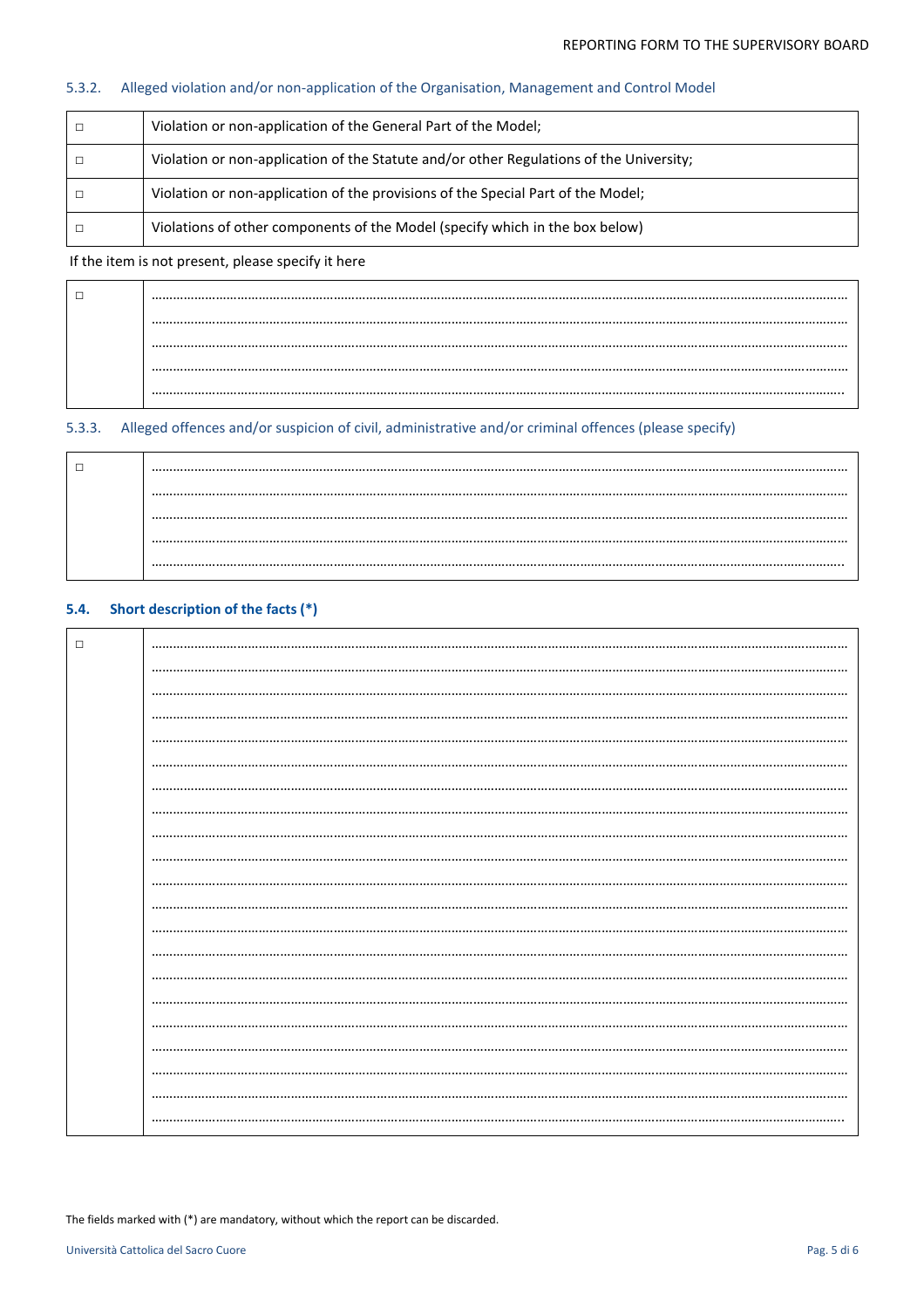#### 5.3.2. Alleged violation and/or non-application of the Organisation, Management and Control Model

| | |
|---|---|
| □ | Violation or non-application of the General Part of the Model; |
| □ | Violation or non-application of the Statute and/or other Regulations of the University; |
| □ | Violation or non-application of the provisions of the Special Part of the Model; |
| □ | Violations of other components of the Model (specify which in the box below) |

If the item is not present, please specify it here

| | |
|---|---|
| □ | ……………………………………………………………………………………………………………………………………………… ……………………………………………………………………………………………………………………………………………… ……………………………………………………………………………………………………………………………………………… ……………………………………………………………………………………………………………………………………………… ……………………………………………………………………………………………………………………………………………… |

#### 5.3.3. Alleged offences and/or suspicion of civil, administrative and/or criminal offences (please specify)

| | |
|---|---|
| □ | ……………………………………………………………………………………………………………………………………………… ……………………………………………………………………………………………………………………………………………… ……………………………………………………………………………………………………………………………………………… ……………………………………………………………………………………………………………………………………………… ……………………………………………………………………………………………………………………………………………… |

### 5.4. Short description of the facts (*)

| | |
|---|---|
| □ | ……………………………………………………………………………………………………………………………………………… ……………………………………………………………………………………………………………………………………………… ……………………………………………………………………………………………………………………………………………… ……………………………………………………………………………………………………………………………………………… ……………………………………………………………………………………………………………………………………………… ……………………………………………………………………………………………………………………………………………… ……………………………………………………………………………………………………………………………………………… ……………………………………………………………………………………………………………………………………………… ……………………………………………………………………………………………………………………………………………… ……………………………………………………………………………………………………………………………………………… ……………………………………………………………………………………………………………………………………………… ……………………………………………………………………………………………………………………………………………… ……………………………………………………………………………………………………………………………………………… ……………………………………………………………………………………………………………………………………………… ……………………………………………………………………………………………………………………………………………… ……………………………………………………………………………………………………………………………………………… ……………………………………………………………………………………………………………………………………………… ……………………………………………………………………………………………………………………………………………… ……………………………………………………………………………………………………………………………………………… ……………………………………………………………………………………………………………………………………………… ……………………………………………………………………………………………………………………………………………… |

The fields marked with (*) are mandatory, without which the report can be discarded.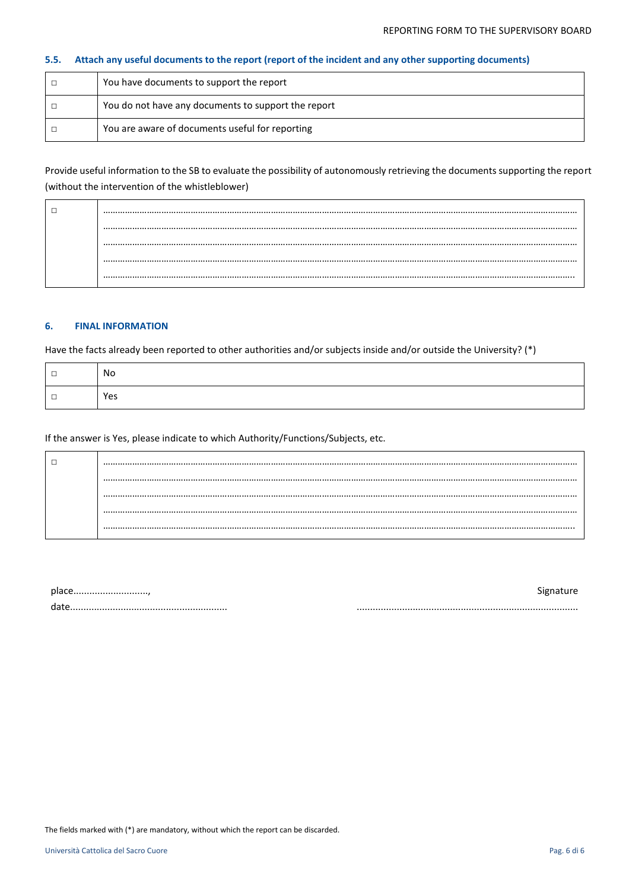### 5.5. Attach any useful documents to the report (report of the incident and any other supporting documents)

| | |
|---|---|
| □ | You have documents to support the report |
| □ | You do not have any documents to support the report |
| □ | You are aware of documents useful for reporting |

Provide useful information to the SB to evaluate the possibility of autonomously retrieving the documents supporting the report (without the intervention of the whistleblower)

| | |
|---|---|
| □ | ……………………………………………………………………………………………………………………………………………… ……………………………………………………………………………………………………………………………………………… ……………………………………………………………………………………………………………………………………………… ……………………………………………………………………………………………………………………………………………… ……………………………………………………………………………………………………………………………………………… |

## 6. FINAL INFORMATION

Have the facts already been reported to other authorities and/or subjects inside and/or outside the University? (*)

| | |
|---|---|
| □ | No |
| □ | Yes |

If the answer is Yes, please indicate to which Authority/Functions/Subjects, etc.

| | |
|---|---|
| □ | ……………………………………………………………………………………………………………………………………………… ……………………………………………………………………………………………………………………………………………… ……………………………………………………………………………………………………………………………………………… ……………………………………………………………………………………………………………………………………………… ……………………………………………………………………………………………………………………………………………… |

place............................,
date..........................................................

Signature
..................................................................................

The fields marked with (*) are mandatory, without which the report can be discarded.